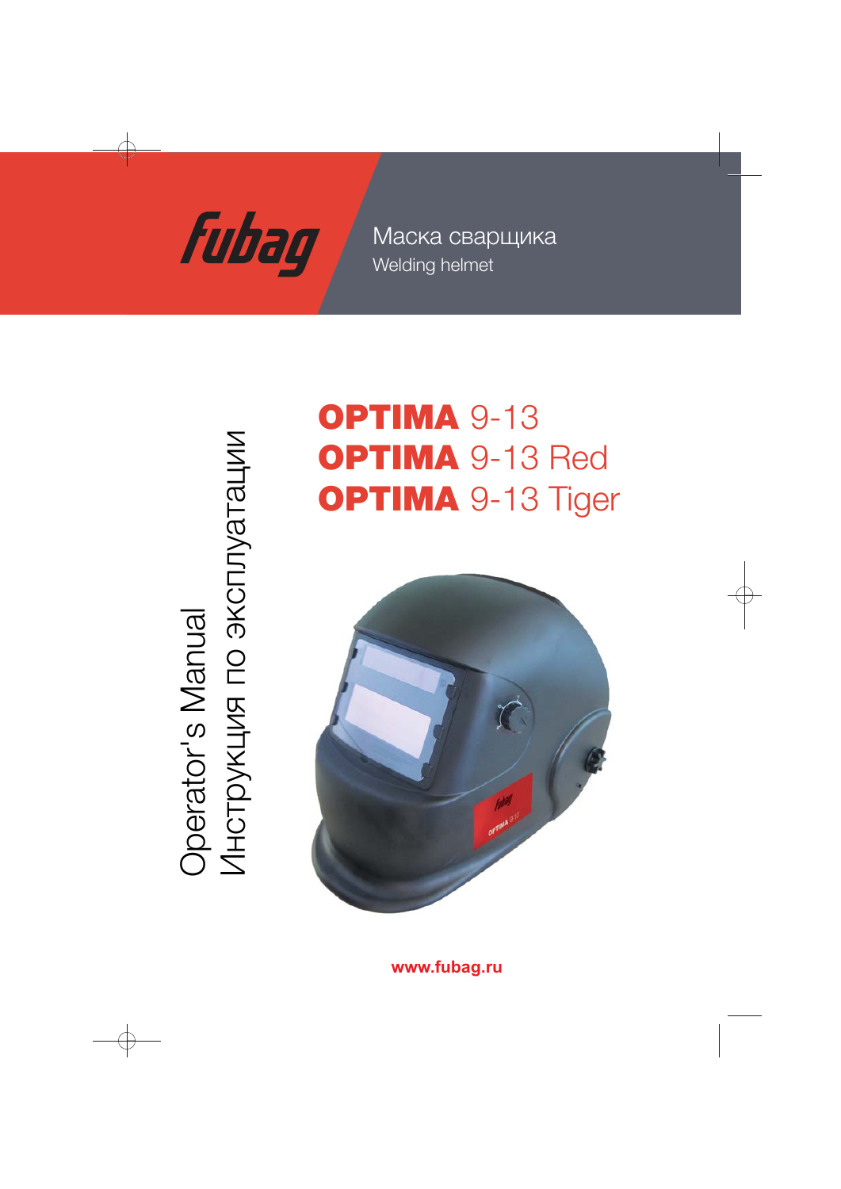fubag

Маска сварщика
Welding helmet

# OPTIMA 9-13
# OPTIMA 9-13 Red
# OPTIMA 9-13 Tiger

Operator's Manual
Инструкция по эксплуатации

www.fubag.ru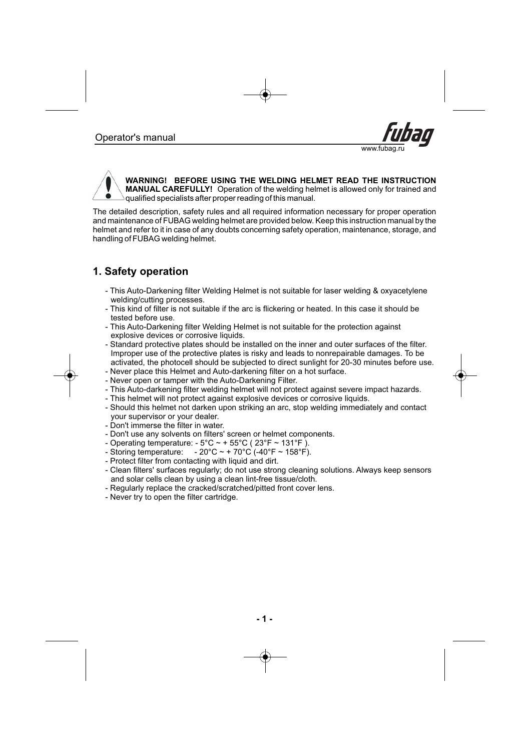**WARNING! BEFORE USING THE WELDING HELMET READ THE INSTRUCTION MANUAL CAREFULLY!** Operation of the welding helmet is allowed only for trained and qualified specialists after proper reading of this manual.

The detailed description, safety rules and all required information necessary for proper operation and maintenance of FUBAG welding helmet are provided below. Keep this instruction manual by the helmet and refer to it in case of any doubts concerning safety operation, maintenance, storage, and handling of FUBAG welding helmet.

## 1. Safety operation

- This Auto-Darkening filter Welding Helmet is not suitable for laser welding & oxyacetylene welding/cutting processes.
- This kind of filter is not suitable if the arc is flickering or heated. In this case it should be tested before use.
- This Auto-Darkening filter Welding Helmet is not suitable for the protection against explosive devices or corrosive liquids.
- Standard protective plates should be installed on the inner and outer surfaces of the filter. Improper use of the protective plates is risky and leads to nonrepairable damages. To be activated, the photocell should be subjected to direct sunlight for 20-30 minutes before use.
- Never place this Helmet and Auto-darkening filter on a hot surface.
- Never open or tamper with the Auto-Darkening Filter.
- This Auto-darkening filter welding helmet will not protect against severe impact hazards.
- This helmet will not protect against explosive devices or corrosive liquids.
- Should this helmet not darken upon striking an arc, stop welding immediately and contact your supervisor or your dealer.
- Don't immerse the filter in water.
- Don't use any solvents on filters' screen or helmet components.
- Operating temperature: - 5°C ~ + 55°C ( 23°F ~ 131°F ).
- Storing temperature: - 20°C ~ + 70°C (-40°F ~ 158°F).
- Protect filter from contacting with liquid and dirt.
- Clean filters' surfaces regularly; do not use strong cleaning solutions. Always keep sensors and solar cells clean by using a clean lint-free tissue/cloth.
- Regularly replace the cracked/scratched/pitted front cover lens.
- Never try to open the filter cartridge.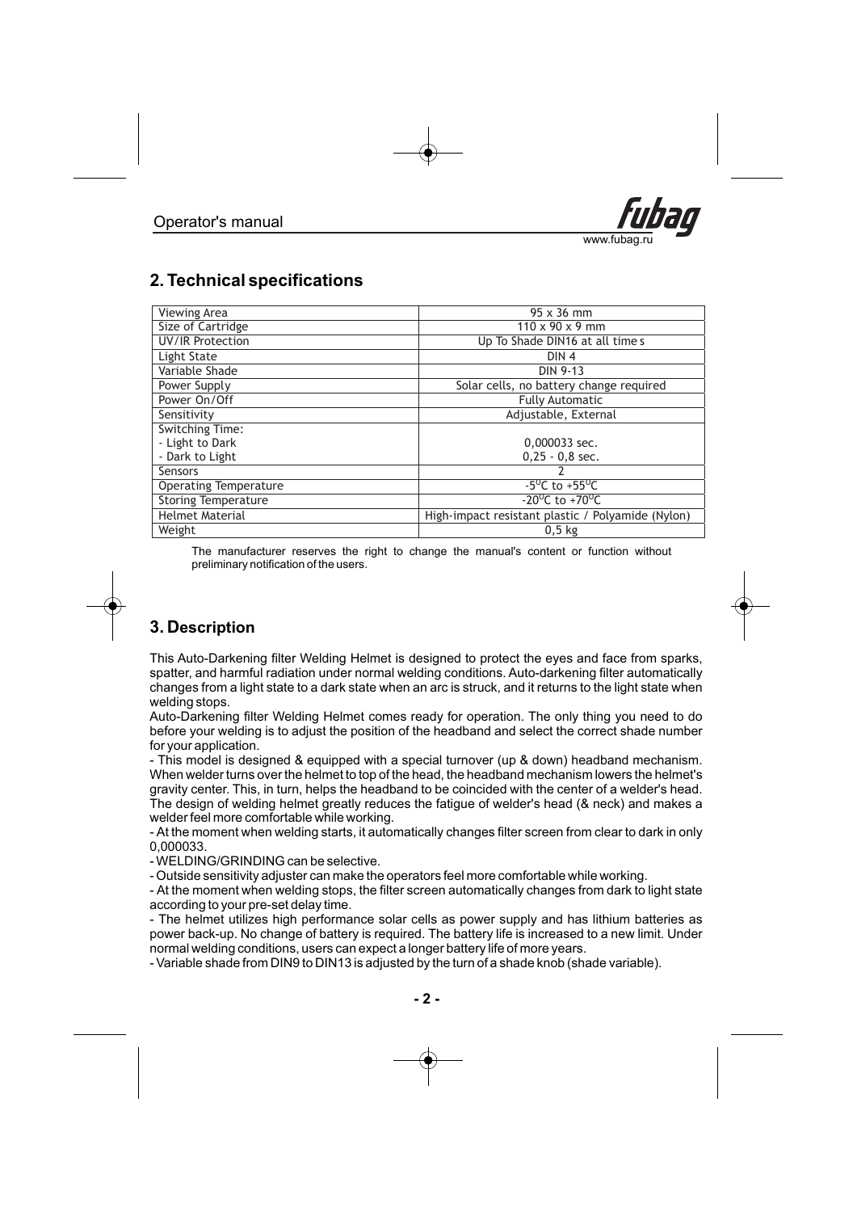## 2. Technical specifications

| Viewing Area | 95 x 36 mm |
|---|---|
| Size of Cartridge | 110 x 90 x 9 mm |
| UV/IR Protection | Up To Shade DIN16 at all time s |
| Light State | DIN 4 |
| Variable Shade | DIN 9-13 |
| Power Supply | Solar cells, no battery change required |
| Power On/Off | Fully Automatic |
| Sensitivity | Adjustable, External |
| Switching Time:<br>- Light to Dark<br>- Dark to Light | <br>0,000033 sec.<br>0,25 - 0,8 sec. |
| Sensors | 2 |
| Operating Temperature | $-5^{0}$C to $+55^{0}$C |
| Storing Temperature | $-20^{0}$C to $+70^{0}$C |
| Helmet Material | High-impact resistant plastic / Polyamide (Nylon) |
| Weight | 0,5 kg |

The manufacturer reserves the right to change the manual's content or function without preliminary notification of the users.

## 3. Description

This Auto-Darkening filter Welding Helmet is designed to protect the eyes and face from sparks, spatter, and harmful radiation under normal welding conditions. Auto-darkening filter automatically changes from a light state to a dark state when an arc is struck, and it returns to the light state when welding stops.

Auto-Darkening filter Welding Helmet comes ready for operation. The only thing you need to do before your welding is to adjust the position of the headband and select the correct shade number for your application.

- This model is designed & equipped with a special turnover (up & down) headband mechanism. When welder turns over the helmet to top of the head, the headband mechanism lowers the helmet's gravity center. This, in turn, helps the headband to be coincided with the center of a welder's head. The design of welding helmet greatly reduces the fatigue of welder's head (& neck) and makes a welder feel more comfortable while working.
- At the moment when welding starts, it automatically changes filter screen from clear to dark in only 0,000033.
- WELDING/GRINDING can be selective.
- Outside sensitivity adjuster can make the operators feel more comfortable while working.
- At the moment when welding stops, the filter screen automatically changes from dark to light state according to your pre-set delay time.
- The helmet utilizes high performance solar cells as power supply and has lithium batteries as power back-up. No change of battery is required. The battery life is increased to a new limit. Under normal welding conditions, users can expect a longer battery life of more years.
- Variable shade from DIN9 to DIN13 is adjusted by the turn of a shade knob (shade variable).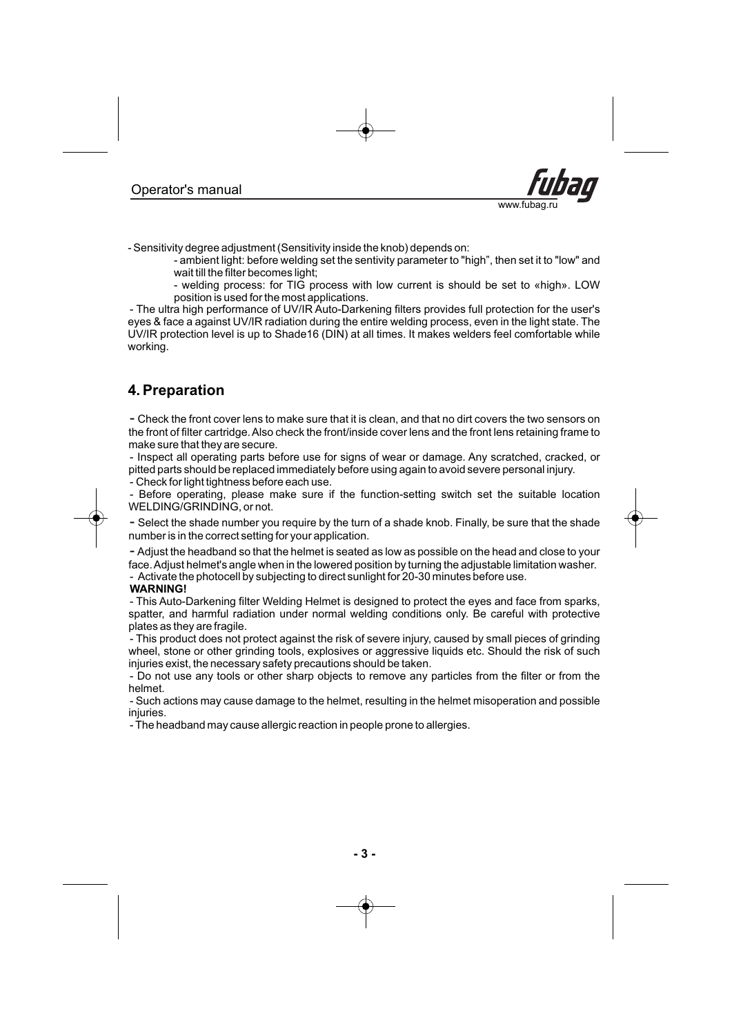- Sensitivity degree adjustment (Sensitivity inside the knob) depends on:
  - ambient light: before welding set the sentivity parameter to "high", then set it to "low" and wait till the filter becomes light;
  - welding process: for TIG process with low current is should be set to «high». LOW position is used for the most applications.

- The ultra high performance of UV/IR Auto-Darkening filters provides full protection for the user's eyes & face a against UV/IR radiation during the entire welding process, even in the light state. The UV/IR protection level is up to Shade16 (DIN) at all times. It makes welders feel comfortable while working.

## 4. Preparation

- Check the front cover lens to make sure that it is clean, and that no dirt covers the two sensors on the front of filter cartridge. Also check the front/inside cover lens and the front lens retaining frame to make sure that they are secure.
- Inspect all operating parts before use for signs of wear or damage. Any scratched, cracked, or pitted parts should be replaced immediately before using again to avoid severe personal injury.
- Check for light tightness before each use.
- Before operating, please make sure if the function-setting switch set the suitable location WELDING/GRINDING, or not.
- Select the shade number you require by the turn of a shade knob. Finally, be sure that the shade number is in the correct setting for your application.
- Adjust the headband so that the helmet is seated as low as possible on the head and close to your face. Adjust helmet's angle when in the lowered position by turning the adjustable limitation washer.
- Activate the photocell by subjecting to direct sunlight for 20-30 minutes before use.

**WARNING!**

- This Auto-Darkening filter Welding Helmet is designed to protect the eyes and face from sparks, spatter, and harmful radiation under normal welding conditions only. Be careful with protective plates as they are fragile.
- This product does not protect against the risk of severe injury, caused by small pieces of grinding wheel, stone or other grinding tools, explosives or aggressive liquids etc. Should the risk of such injuries exist, the necessary safety precautions should be taken.
- Do not use any tools or other sharp objects to remove any particles from the filter or from the helmet.
- Such actions may cause damage to the helmet, resulting in the helmet misoperation and possible injuries.
- The headband may cause allergic reaction in people prone to allergies.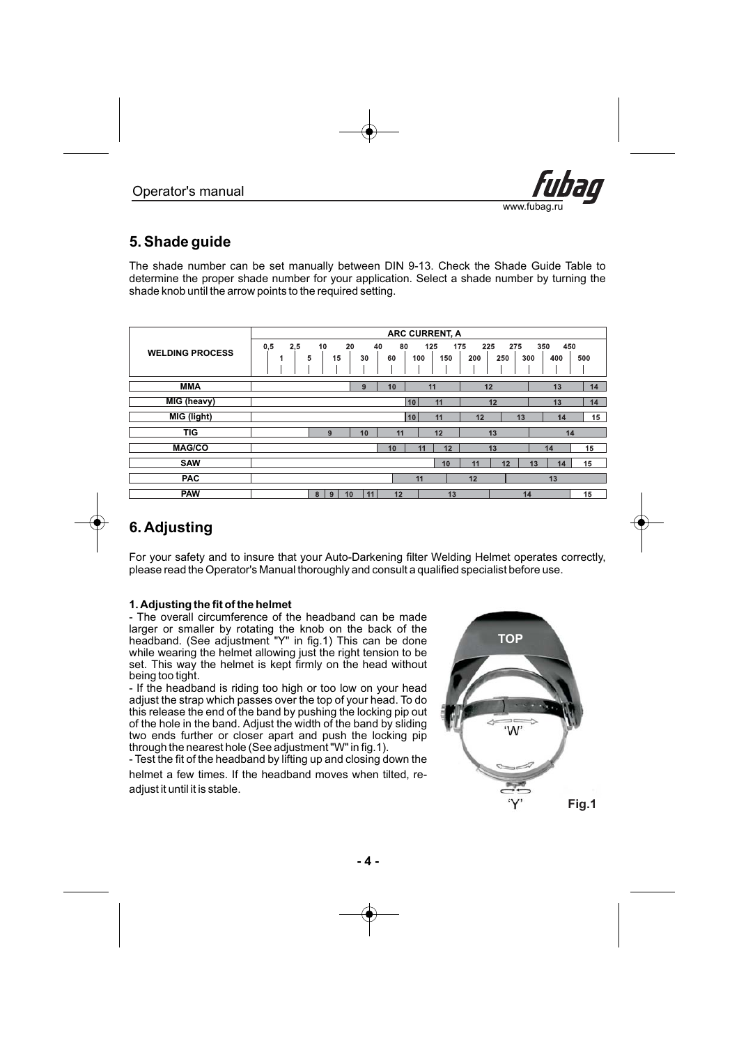## 5. Shade guide

The shade number can be set manually between DIN 9-13. Check the Shade Guide Table to determine the proper shade number for your application. Select a shade number by turning the shade knob until the arrow points to the required setting.

| WELDING PROCESS | ARC CURRENT, A |
|---|---|
| MMA | 9 (20–40), 10 (40–80), 11 (80–175), 12 (175–300), 13 (300–450), 14 (450–500) |
| MIG (heavy) | 10 (80–100), 11 (100–175), 12 (175–300), 13 (300–450), 14 (450–500) |
| MIG (light) | 10 (80–100), 11 (100–175), 12 (175–250), 13 (250–350), 14 (350–450), 15 (450–500) |
| TIG | 9 (10–20), 10 (20–40), 11 (40–100), 12 (100–175), 13 (175–300), 14 (300–500) |
| MAG/CO | 10 (40–80), 11 (80–125), 12 (125–175), 13 (175–300), 14 (300–450), 15 (450–500) |
| SAW | 10 (125–175), 11 (175–225), 12 (225–300), 13 (300–350), 14 (350–450), 15 (450–500) |
| PAC | 11 (80–175), 12 (175–275), 13 (275–500) |
| PAW | 8, 9, 10, 11 (10–40), 12 (40–100), 13 (100–225), 14 (225–450), 15 (450–500) |

## 6. Adjusting

For your safety and to insure that your Auto-Darkening filter Welding Helmet operates correctly, please read the Operator's Manual thoroughly and consult a qualified specialist before use.

**1. Adjusting the fit of the helmet**

- The overall circumference of the headband can be made larger or smaller by rotating the knob on the back of the headband. (See adjustment "Y" in fig.1) This can be done while wearing the helmet allowing just the right tension to be set. This way the helmet is kept firmly on the head without being too tight.
- If the headband is riding too high or too low on your head adjust the strap which passes over the top of your head. To do this release the end of the band by pushing the locking pip out of the hole in the band. Adjust the width of the band by sliding two ends further or closer apart and push the locking pip through the nearest hole (See adjustment "W" in fig.1).
- Test the fit of the headband by lifting up and closing down the helmet a few times. If the headband moves when tilted, re-adjust it until it is stable.

TOP

'W'

'Y'

Fig.1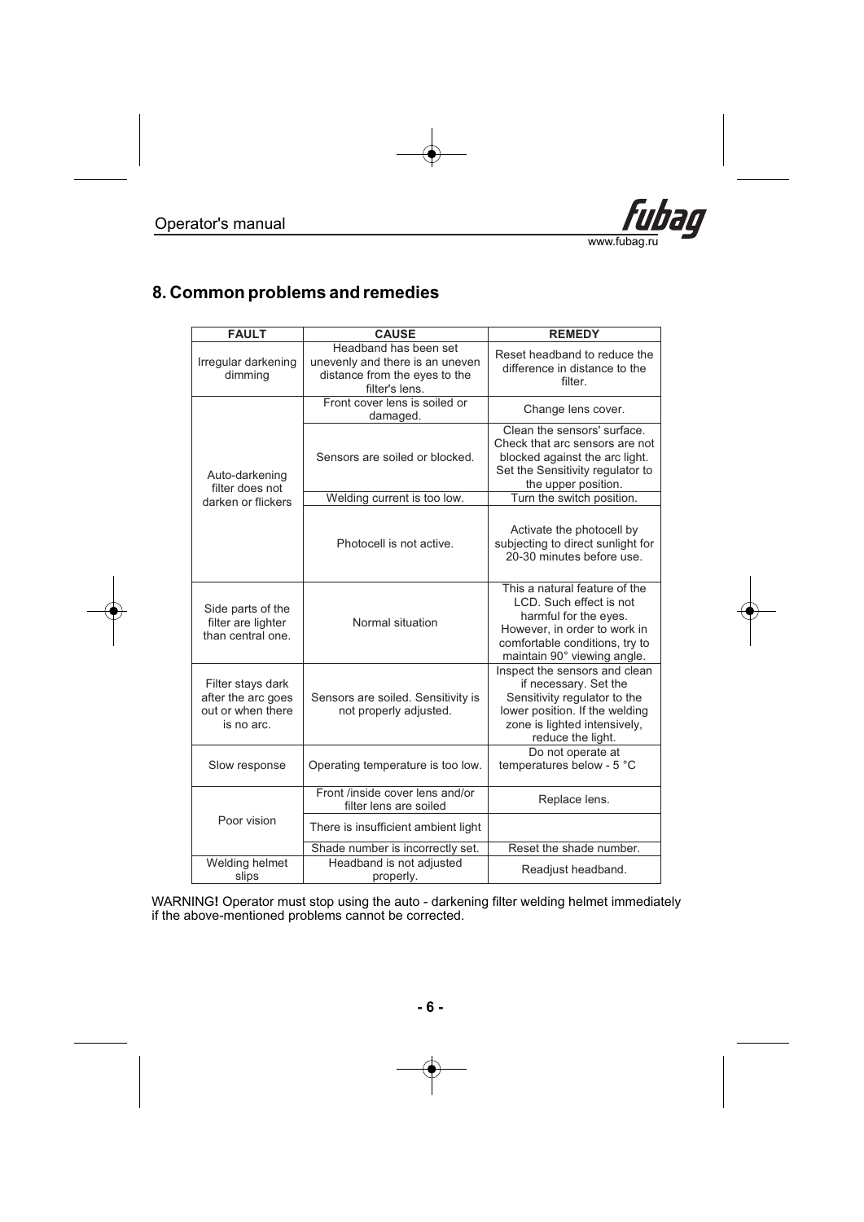## 8. Common problems and remedies

| FAULT | CAUSE | REMEDY |
|---|---|---|
| Irregular darkening dimming | Headband has been set unevenly and there is an uneven distance from the eyes to the filter's lens. | Reset headband to reduce the difference in distance to the filter. |
| Auto-darkening filter does not darken or flickers | Front cover lens is soiled or damaged. | Change lens cover. |
| | Sensors are soiled or blocked. | Clean the sensors' surface. Check that arc sensors are not blocked against the arc light. Set the Sensitivity regulator to the upper position. |
| | Welding current is too low. | Turn the switch position. |
| | Photocell is not active. | Activate the photocell by subjecting to direct sunlight for 20-30 minutes before use. |
| Side parts of the filter are lighter than central one. | Normal situation | This a natural feature of the LCD. Such effect is not harmful for the eyes. However, in order to work in comfortable conditions, try to maintain 90° viewing angle. |
| Filter stays dark after the arc goes out or when there is no arc. | Sensors are soiled. Sensitivity is not properly adjusted. | Inspect the sensors and clean if necessary. Set the Sensitivity regulator to the lower position. If the welding zone is lighted intensively, reduce the light. |
| Slow response | Operating temperature is too low. | Do not operate at temperatures below - 5 °C |
| Poor vision | Front /inside cover lens and/or filter lens are soiled | Replace lens. |
| | There is insufficient ambient light | |
| | Shade number is incorrectly set. | Reset the shade number. |
| Welding helmet slips | Headband is not adjusted properly. | Readjust headband. |

WARNING**!** Operator must stop using the auto - darkening filter welding helmet immediately if the above-mentioned problems cannot be corrected.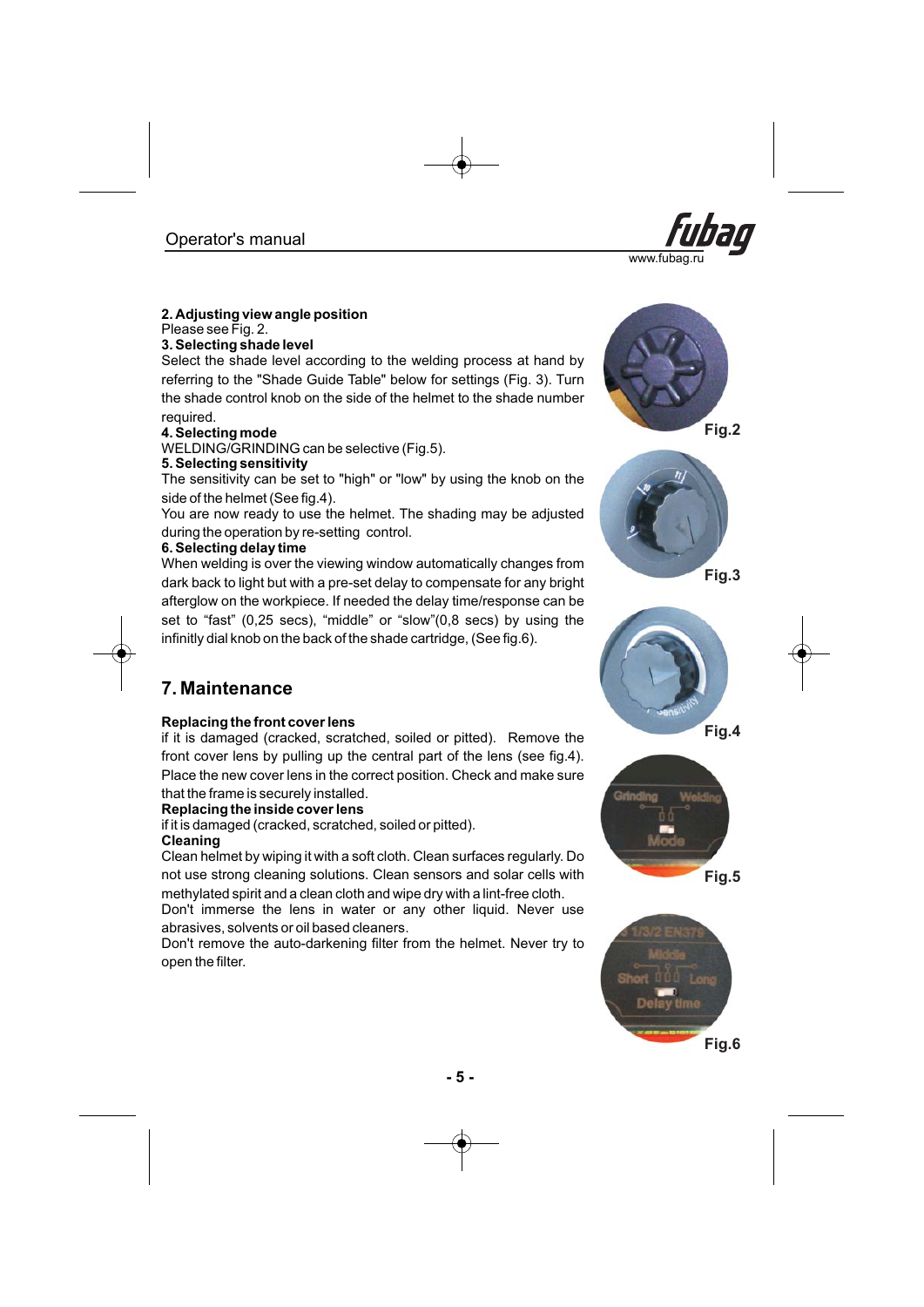**2. Adjusting view angle position**

Please see Fig. 2.

**3. Selecting shade level**

Select the shade level according to the welding process at hand by referring to the "Shade Guide Table" below for settings (Fig. 3). Turn the shade control knob on the side of the helmet to the shade number required.

**4. Selecting mode**

WELDING/GRINDING can be selective (Fig.5).

**5. Selecting sensitivity**

The sensitivity can be set to "high" or "low" by using the knob on the side of the helmet (See fig.4).

You are now ready to use the helmet. The shading may be adjusted during the operation by re-setting control.

**6. Selecting delay time**

When welding is over the viewing window automatically changes from dark back to light but with a pre-set delay to compensate for any bright afterglow on the workpiece. If needed the delay time/response can be set to "fast" (0,25 secs), "middle" or "slow"(0,8 secs) by using the infinitly dial knob on the back of the shade cartridge, (See fig.6).

Fig.2

Fig.3

Fig.4

Fig.5

Fig.6

## 7. Maintenance

**Replacing the front cover lens**

if it is damaged (cracked, scratched, soiled or pitted). Remove the front cover lens by pulling up the central part of the lens (see fig.4). Place the new cover lens in the correct position. Check and make sure that the frame is securely installed.

**Replacing the inside cover lens**

if it is damaged (cracked, scratched, soiled or pitted).

**Cleaning**

Clean helmet by wiping it with a soft cloth. Clean surfaces regularly. Do not use strong cleaning solutions. Clean sensors and solar cells with methylated spirit and a clean cloth and wipe dry with a lint-free cloth.

Don't immerse the lens in water or any other liquid. Never use abrasives, solvents or oil based cleaners.

Don't remove the auto-darkening filter from the helmet. Never try to open the filter.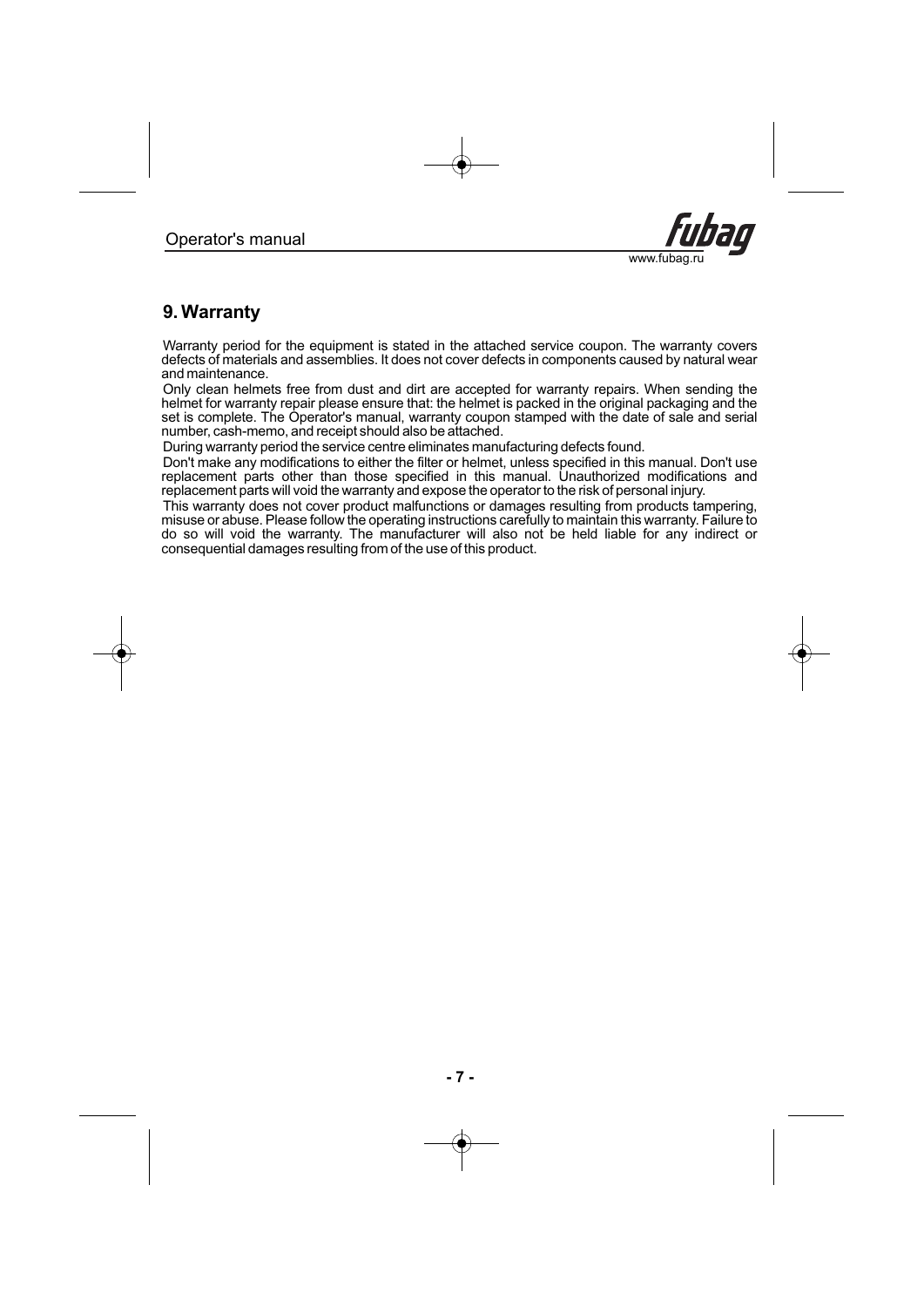## 9. Warranty

Warranty period for the equipment is stated in the attached service coupon. The warranty covers defects of materials and assemblies. It does not cover defects in components caused by natural wear and maintenance.

Only clean helmets free from dust and dirt are accepted for warranty repairs. When sending the helmet for warranty repair please ensure that: the helmet is packed in the original packaging and the set is complete. The Operator's manual, warranty coupon stamped with the date of sale and serial number, cash-memo, and receipt should also be attached.

During warranty period the service centre eliminates manufacturing defects found.

Don't make any modifications to either the filter or helmet, unless specified in this manual. Don't use replacement parts other than those specified in this manual. Unauthorized modifications and replacement parts will void the warranty and expose the operator to the risk of personal injury.

This warranty does not cover product malfunctions or damages resulting from products tampering, misuse or abuse. Please follow the operating instructions carefully to maintain this warranty. Failure to do so will void the warranty. The manufacturer will also not be held liable for any indirect or consequential damages resulting from of the use of this product.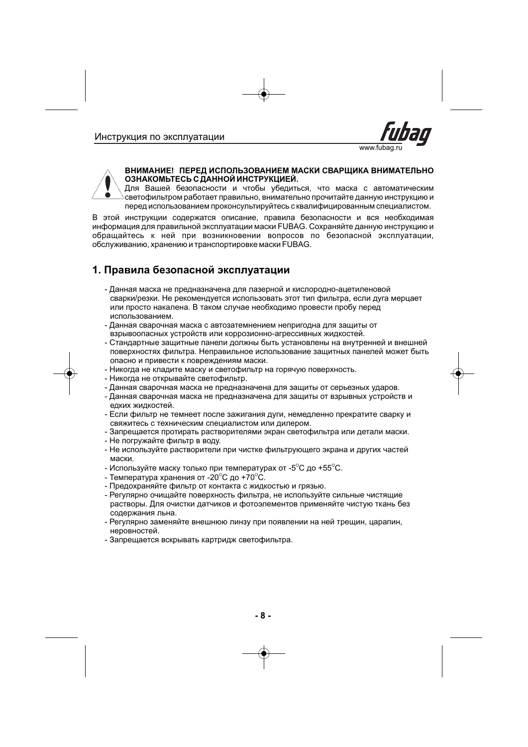**ВНИМАНИЕ! ПЕРЕД ИСПОЛЬЗОВАНИЕМ МАСКИ СВАРЩИКА ВНИМАТЕЛЬНО ОЗНАКОМЬТЕСЬ С ДАННОЙ ИНСТРУКЦИЕЙ.**

Для Вашей безопасности и чтобы убедиться, что маска с автоматическим светофильтром работает правильно, внимательно прочитайте данную инструкцию и перед использованием проконсультируйтесь с квалифицированным специалистом.

В этой инструкции содержатся описание, правила безопасности и вся необходимая информация для правильной эксплуатации маски FUBAG. Сохраняйте данную инструкцию и обращайтесь к ней при возникновении вопросов по безопасной эксплуатации, обслуживанию, хранению и транспортировке маски FUBAG.

## 1. Правила безопасной эксплуатации

- Данная маска не предназначена для лазерной и кислородно-ацетиленовой сварки/резки. Не рекомендуется использовать этот тип фильтра, если дуга мерцает или просто накалена. В таком случае необходимо провести пробу перед использованием.
- Данная сварочная маска с автозатемнением непригодна для защиты от взрывоопасных устройств или коррозионно-агрессивных жидкостей.
- Стандартные защитные панели должны быть установлены на внутренней и внешней поверхностях фильтра. Неправильное использование защитных панелей может быть опасно и привести к повреждениям маски.
- Никогда не кладите маску и светофильтр на горячую поверхность.
- Никогда не открывайте светофильтр.
- Данная сварочная маска не предназначена для защиты от серьезных ударов.
- Данная сварочная маска не предназначена для защиты от взрывных устройств и едких жидкостей.
- Если фильтр не темнеет после зажигания дуги, немедленно прекратите сварку и свяжитесь с техническим специалистом или дилером.
- Запрещается протирать растворителями экран светофильтра или детали маски.
- Не погружайте фильтр в воду.
- Не используйте растворители при чистке фильтрующего экрана и других частей маски.
- Используйте маску только при температурах от -5°С до +55°С.
- Температура хранения от -20°С до +70°С.
- Предохраняйте фильтр от контакта с жидкостью и грязью.
- Регулярно очищайте поверхность фильтра, не используйте сильные чистящие растворы. Для очистки датчиков и фотоэлементов применяйте чистую ткань без содержания льна.
- Регулярно заменяйте внешнюю линзу при появлении на ней трещин, царапин, неровностей.
- Запрещается вскрывать картридж светофильтра.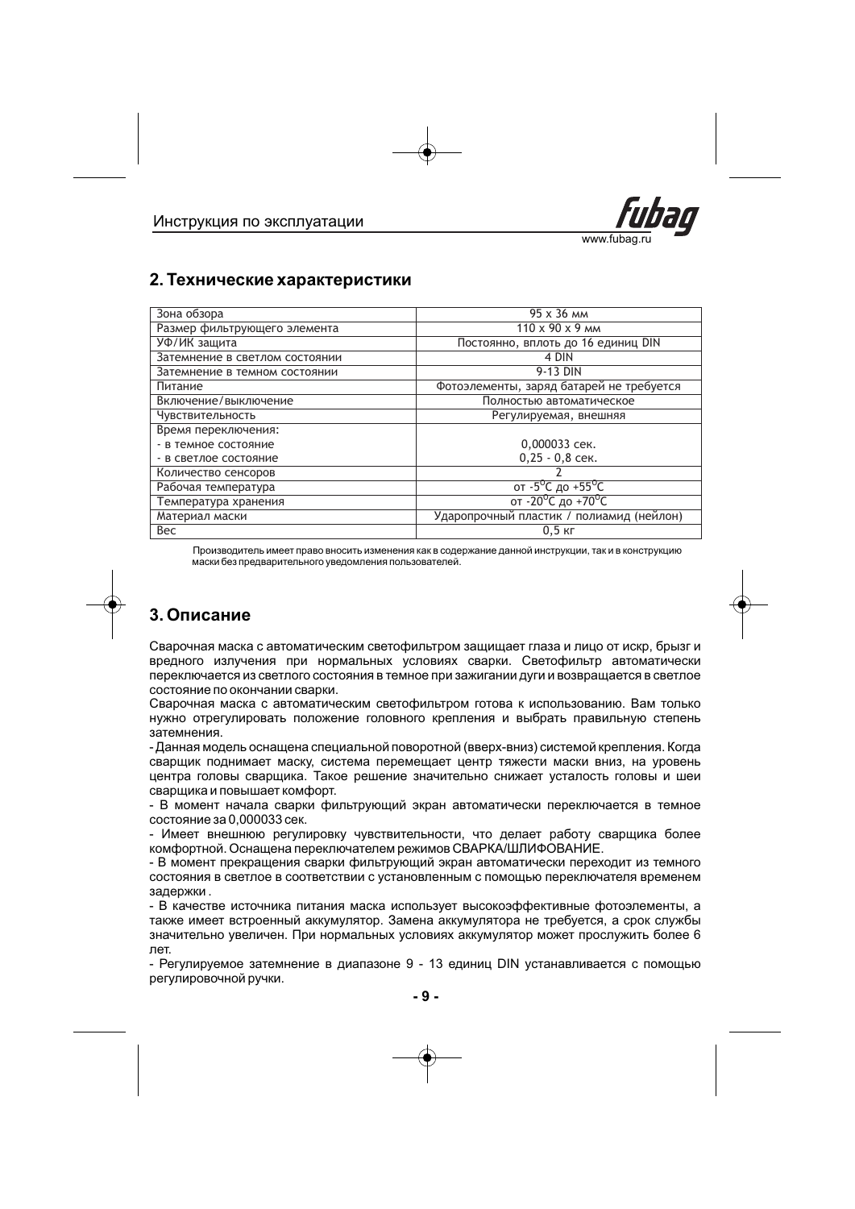## 2. Технические характеристики

| | |
|---|---|
| Зона обзора | 95 x 36 мм |
| Размер фильтрующего элемента | 110 x 90 x 9 мм |
| УФ/ИК защита | Постоянно, вплоть до 16 единиц DIN |
| Затемнение в светлом состоянии | 4 DIN |
| Затемнение в темном состоянии | 9-13 DIN |
| Питание | Фотоэлементы, заряд батарей не требуется |
| Включение/выключение | Полностью автоматическое |
| Чувствительность | Регулируемая, внешняя |
| Время переключения:<br>- в темное состояние<br>- в светлое состояние | <br>0,000033 сек.<br>0,25 - 0,8 сек. |
| Количество сенсоров | 2 |
| Рабочая температура | от -5°C до +55°C |
| Температура хранения | от -20°C до +70°C |
| Материал маски | Ударопрочный пластик / полиамид (нейлон) |
| Вес | 0,5 кг |

Производитель имеет право вносить изменения как в содержание данной инструкции, так и в конструкцию маски без предварительного уведомления пользователей.

## 3. Описание

Сварочная маска с автоматическим светофильтром защищает глаза и лицо от искр, брызг и вредного излучения при нормальных условиях сварки. Светофильтр автоматически переключается из светлого состояния в темное при зажигании дуги и возвращается в светлое состояние по окончании сварки.

Сварочная маска с автоматическим светофильтром готова к использованию. Вам только нужно отрегулировать положение головного крепления и выбрать правильную степень затемнения.

- Данная модель оснащена специальной поворотной (вверх-вниз) системой крепления. Когда сварщик поднимает маску, система перемещает центр тяжести маски вниз, на уровень центра головы сварщика. Такое решение значительно снижает усталость головы и шеи сварщика и повышает комфорт.
- В момент начала сварки фильтрующий экран автоматически переключается в темное состояние за 0,000033 сек.
- Имеет внешнюю регулировку чувствительности, что делает работу сварщика более комфортной. Оснащена переключателем режимов СВАРКА/ШЛИФОВАНИЕ.
- В момент прекращения сварки фильтрующий экран автоматически переходит из темного состояния в светлое в соответствии с установленным с помощью переключателя временем задержки .
- В качестве источника питания маска использует высокоэффективные фотоэлементы, а также имеет встроенный аккумулятор. Замена аккумулятора не требуется, а срок службы значительно увеличен. При нормальных условиях аккумулятор может прослужить более 6 лет.
- Регулируемое затемнение в диапазоне 9 - 13 единиц DIN устанавливается с помощью регулировочной ручки.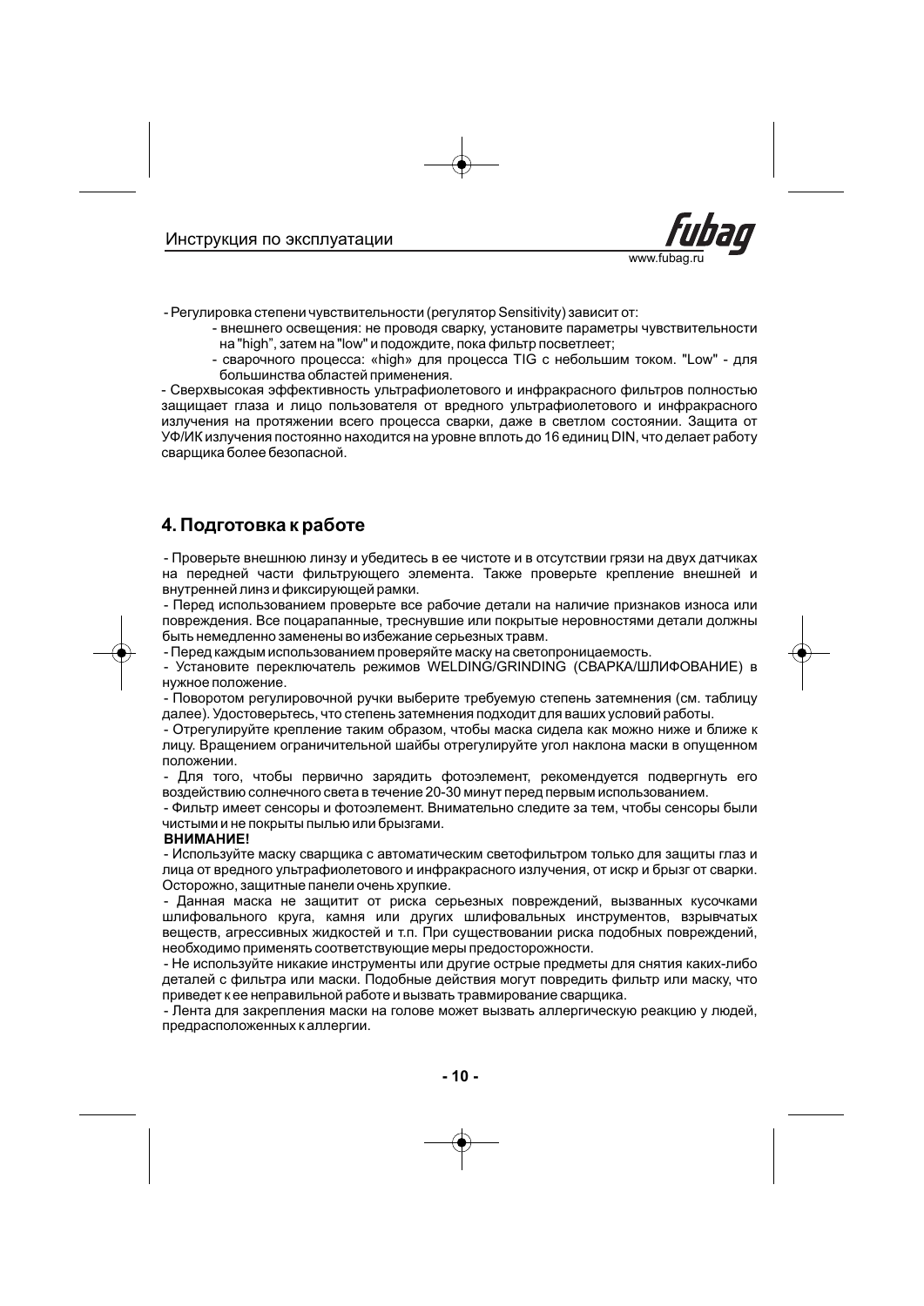- Регулировка степени чувствительности (регулятор Sensitivity) зависит от:
  - внешнего освещения: не проводя сварку, установите параметры чувствительности на "high", затем на "low" и подождите, пока фильтр посветлеет;
  - сварочного процесса: «high» для процесса TIG с небольшим током. "Low" - для большинства областей применения.

- Сверхвысокая эффективность ультрафиолетового и инфракрасного фильтров полностью защищает глаза и лицо пользователя от вредного ультрафиолетового и инфракрасного излучения на протяжении всего процесса сварки, даже в светлом состоянии. Защита от УФ/ИК излучения постоянно находится на уровне вплоть до 16 единиц DIN, что делает работу сварщика более безопасной.

## 4. Подготовка к работе

- Проверьте внешнюю линзу и убедитесь в ее чистоте и в отсутствии грязи на двух датчиках на передней части фильтрующего элемента. Также проверьте крепление внешней и внутренней линз и фиксирующей рамки.
- Перед использованием проверьте все рабочие детали на наличие признаков износа или повреждения. Все поцарапанные, треснувшие или покрытые неровностями детали должны быть немедленно заменены во избежание серьезных травм.
- Перед каждым использованием проверяйте маску на светопроницаемость.
- Установите переключатель режимов WELDING/GRINDING (СВАРКА/ШЛИФОВАНИЕ) в нужное положение.
- Поворотом регулировочной ручки выберите требуемую степень затемнения (см. таблицу далее). Удостоверьтесь, что степень затемнения подходит для ваших условий работы.
- Отрегулируйте крепление таким образом, чтобы маска сидела как можно ниже и ближе к лицу. Вращением ограничительной шайбы отрегулируйте угол наклона маски в опущенном положении.
- Для того, чтобы первично зарядить фотоэлемент, рекомендуется подвергнуть его воздействию солнечного света в течение 20-30 минут перед первым использованием.
- Фильтр имеет сенсоры и фотоэлемент. Внимательно следите за тем, чтобы сенсоры были чистыми и не покрыты пылью или брызгами.

**ВНИМАНИЕ!**

- Используйте маску сварщика с автоматическим светофильтром только для защиты глаз и лица от вредного ультрафиолетового и инфракрасного излучения, от искр и брызг от сварки. Осторожно, защитные панели очень хрупкие.
- Данная маска не защитит от риска серьезных повреждений, вызванных кусочками шлифовального круга, камня или других шлифовальных инструментов, взрывчатых веществ, агрессивных жидкостей и т.п. При существовании риска подобных повреждений, необходимо применять соответствующие меры предосторожности.
- Не используйте никакие инструменты или другие острые предметы для снятия каких-либо деталей с фильтра или маски. Подобные действия могут повредить фильтр или маску, что приведет к ее неправильной работе и вызвать травмирование сварщика.
- Лента для закрепления маски на голове может вызвать аллергическую реакцию у людей, предрасположенных к аллергии.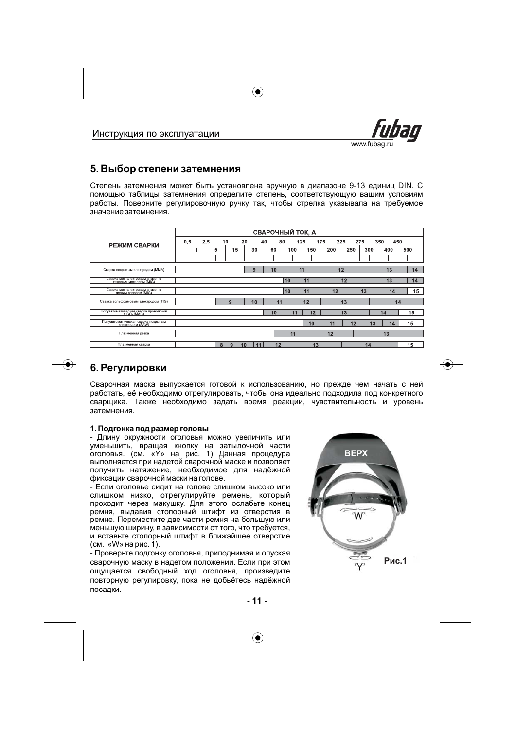## 5. Выбор степени затемнения

Степень затемнения может быть установлена вручную в диапазоне 9-13 единиц DIN. С помощью таблицы затемнения определите степень, соответствующую вашим условиям работы. Поверните регулировочную ручку так, чтобы стрелка указывала на требуемое значение затемнения.

| РЕЖИМ СВАРКИ | СВАРОЧНЫЙ ТОК, А | | | | | | | | | | | | | | | | | | | | | | | |
|---|---|---|---|---|---|---|---|---|---|---|---|---|---|---|---|---|---|---|---|---|---|---|---|---|
| | 0,5 | 1 | 2,5 | 5 | 10 | 15 | 20 | 30 | 40 | 60 | 80 | 100 | 125 | 150 | 175 | 200 | 225 | 250 | 275 | 300 | 350 | 400 | 450 | 500 |
| Сварка покрытым электродом (MMA) | | | | | | | | 9 | | 10 | | | 11 | | | | 12 | | | | | 13 | | 14 |
| Сварка мет. электродом в газе по тяжелым металлам (MIG) | | | | | | | | | | | 10 | | 11 | | | | 12 | | | | | 13 | | 14 |
| Сварка мет. электродом в газе по легким сплавам (MIG) | | | | | | | | | | | 10 | | 11 | | | 12 | | | 13 | | | 14 | | 15 |
| Сварка вольфрамовым электродом (TIG) | | | | | | 9 | | 10 | | 11 | | | | 12 | | | 13 | | | | | | 14 | |
| Полуавтоматическая сварка проволокой в $CO_2$ (MAG) | | | | | | | | | | 10 | | 11 | | 12 | | | 13 | | | | 14 | | | 15 |
| Полуавтоматическая сварка покрытым электродом (SAW) | | | | | | | | | | | | | | 10 | | 11 | | 12 | | 13 | | 14 | | 15 |
| Плазменная резка | | | | | | | | | | | | 11 | | | | 12 | | | | | | 13 | | |
| Плазменная сварка | | | | | 8 | 9 | 10 | | 11 | 12 | | | | 13 | | | | | | 14 | | | | 15 |

## 6. Регулировки

Сварочная маска выпускается готовой к использованию, но прежде чем начать с ней работать, её необходимо отрегулировать, чтобы она идеально подходила под конкретного сварщика. Также необходимо задать время реакции, чувствительность и уровень затемнения.

**1. Подгонка под размер головы**

- Длину окружности оголовья можно увеличить или уменьшить, вращая кнопку на затылочной части оголовья. (см. «Y» на рис. 1) Данная процедура выполняется при надетой сварочной маске и позволяет получить натяжение, необходимое для надёжной фиксации сварочной маски на голове.
- Если оголовье сидит на голове слишком высоко или слишком низко, отрегулируйте ремень, который проходит через макушку. Для этого ослабьте конец ремня, выдавив стопорный штифт из отверстия в ремне. Переместите две части ремня на большую или меньшую ширину, в зависимости от того, что требуется, и вставьте стопорный штифт в ближайшее отверстие (см. «W» на рис. 1).
- Проверьте подгонку оголовья, приподнимая и опуская сварочную маску в надетом положении. Если при этом ощущается свободный ход оголовья, произведите повторную регулировку, пока не добьётесь надёжной посадки.

ВЕРХ

'W'

'Y'

Рис.1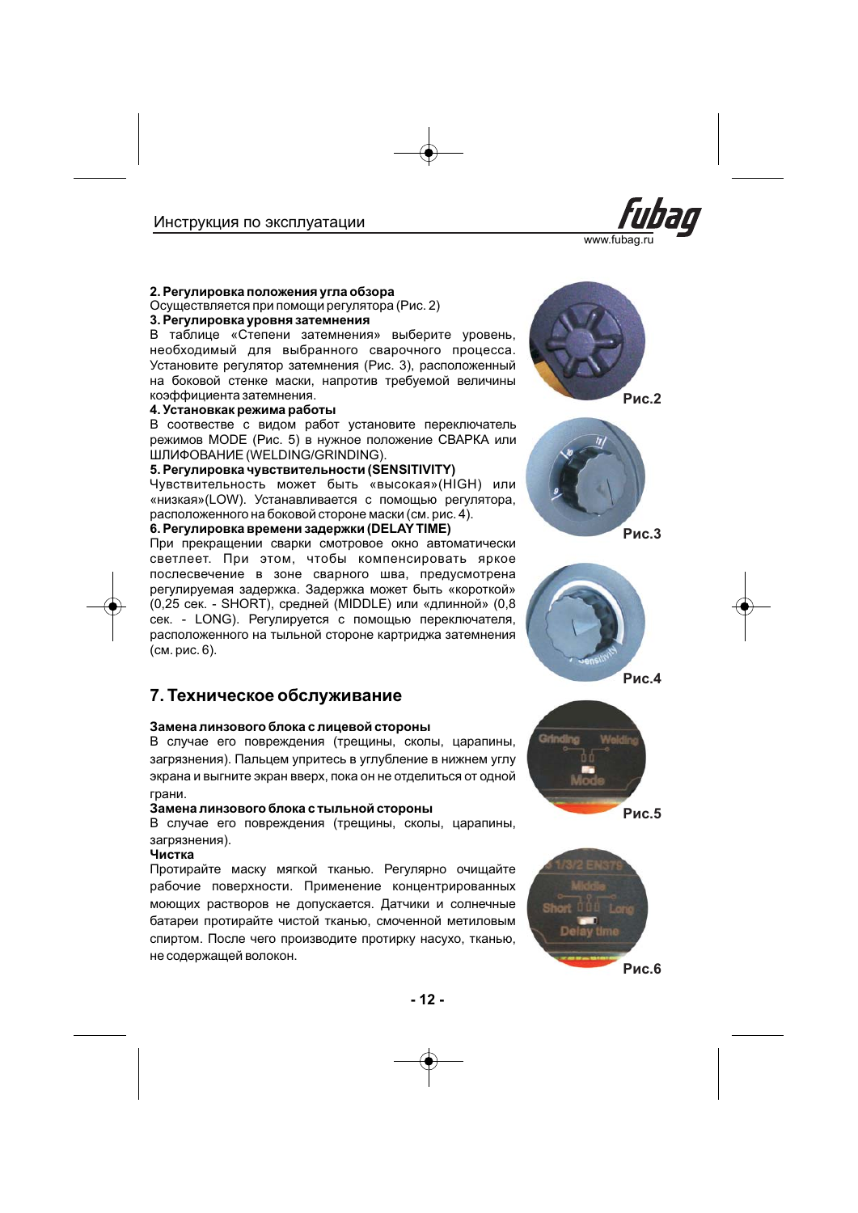**2. Регулировка положения угла обзора**

Осуществляется при помощи регулятора (Рис. 2)

**3. Регулировка уровня затемнения**

В таблице «Степени затемнения» выберите уровень, необходимый для выбранного сварочного процесса. Установите регулятор затемнения (Рис. 3), расположенный на боковой стенке маски, напротив требуемой величины коэффициента затемнения.

**4. Установкак режима работы**

В соотвестве с видом работ установите переключатель режимов MODE (Рис. 5) в нужное положение СВАРКА или ШЛИФОВАНИЕ (WELDING/GRINDING).

**5. Регулировка чувствительности (SENSITIVITY)**

Чувствительность может быть «высокая»(HIGH) или «низкая»(LOW). Устанавливается с помощью регулятора, расположенного на боковой стороне маски (см. рис. 4).

**6. Регулировка времени задержки (DELAY TIME)**

При прекращении сварки смотровое окно автоматически светлеет. При этом, чтобы компенсировать яркое послесвечение в зоне сварного шва, предусмотрена регулируемая задержка. Задержка может быть «короткой» (0,25 сек. - SHORT), средней (MIDDLE) или «длинной» (0,8 сек. - LONG). Регулируется с помощью переключателя, расположенного на тыльной стороне картриджа затемнения (см. рис. 6).

Рис.2

Рис.3

Рис.4

## 7. Техническое обслуживание

**Замена линзового блока с лицевой стороны**

В случае его повреждения (трещины, сколы, царапины, загрязнения). Пальцем упритесь в углубление в нижнем углу экрана и выгните экран вверх, пока он не отделиться от одной грани.

**Замена линзового блока с тыльной стороны**

В случае его повреждения (трещины, сколы, царапины, загрязнения).

**Чистка**

Протирайте маску мягкой тканью. Регулярно очищайте рабочие поверхности. Применение концентрированных моющих растворов не допускается. Датчики и солнечные батареи протирайте чистой тканью, смоченной метиловым спиртом. После чего производите протирку насухо, тканью, не содержащей волокон.

Рис.5

Рис.6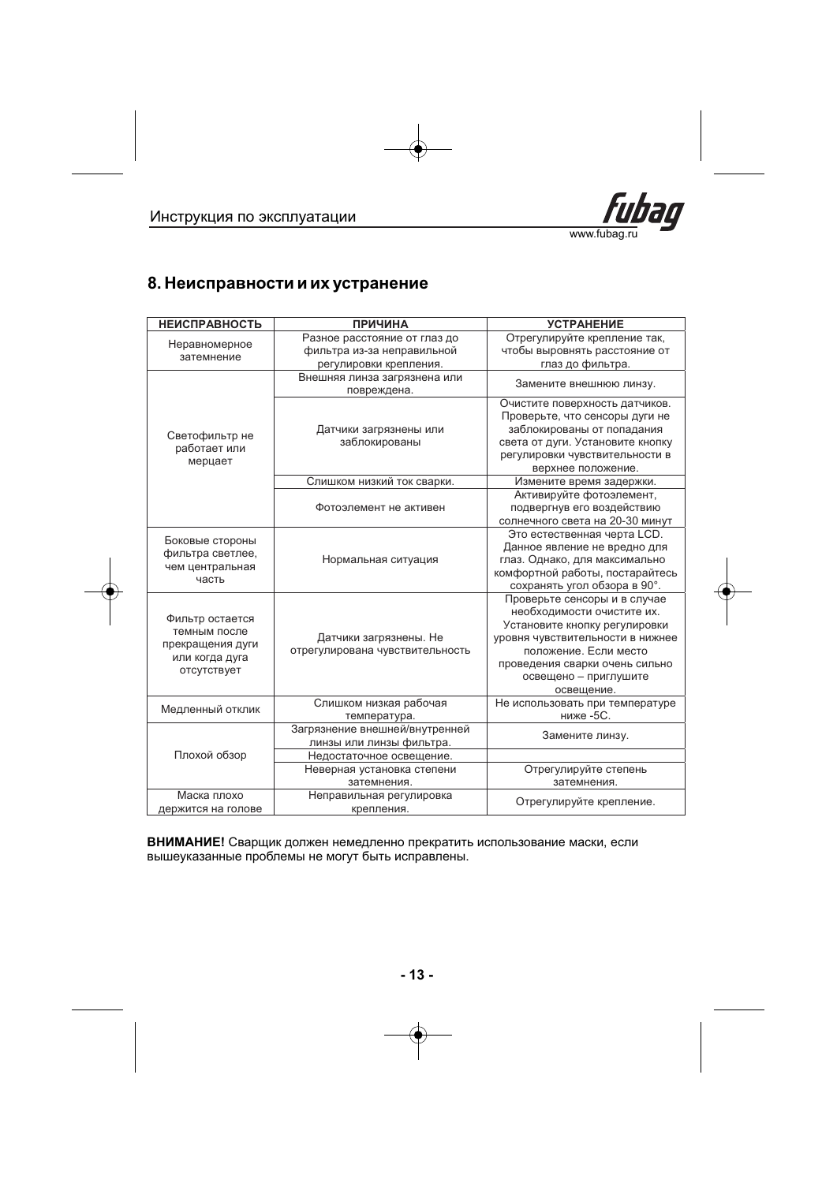## 8. Неисправности и их устранение

| НЕИСПРАВНОСТЬ | ПРИЧИНА | УСТРАНЕНИЕ |
|---|---|---|
| Неравномерное затемнение | Разное расстояние от глаз до фильтра из-за неправильной регулировки крепления. | Отрегулируйте крепление так, чтобы выровнять расстояние от глаз до фильтра. |
| Светофильтр не работает или мерцает | Внешняя линза загрязнена или повреждена. | Замените внешнюю линзу. |
| | Датчики загрязнены или заблокированы | Очистите поверхность датчиков. Проверьте, что сенсоры дуги не заблокированы от попадания света от дуги. Установите кнопку регулировки чувствительности в верхнее положение. |
| | Слишком низкий ток сварки. | Измените время задержки. |
| | Фотоэлемент не активен | Активируйте фотоэлемент, подвергнув его воздействию солнечного света на 20-30 минут |
| Боковые стороны фильтра светлее, чем центральная часть | Нормальная ситуация | Это естественная черта LCD. Данное явление не вредно для глаз. Однако, для максимально комфортной работы, постарайтесь сохранять угол обзора в 90°. |
| Фильтр остается темным после прекращения дуги или когда дуга отсутствует | Датчики загрязнены. Не отрегулирована чувствительность | Проверьте сенсоры и в случае необходимости очистите их. Установите кнопку регулировки уровня чувствительности в нижнее положение. Если место проведения сварки очень сильно освещено – приглушите освещение. |
| Медленный отклик | Слишком низкая рабочая температура. | Не использовать при температуре ниже -5С. |
| Плохой обзор | Загрязнение внешней/внутренней линзы или линзы фильтра. | Замените линзу. |
| | Недостаточное освещение. | |
| | Неверная установка степени затемнения. | Отрегулируйте степень затемнения. |
| Маска плохо держится на голове | Неправильная регулировка крепления. | Отрегулируйте крепление. |

**ВНИМАНИЕ!** Сварщик должен немедленно прекратить использование маски, если вышеуказанные проблемы не могут быть исправлены.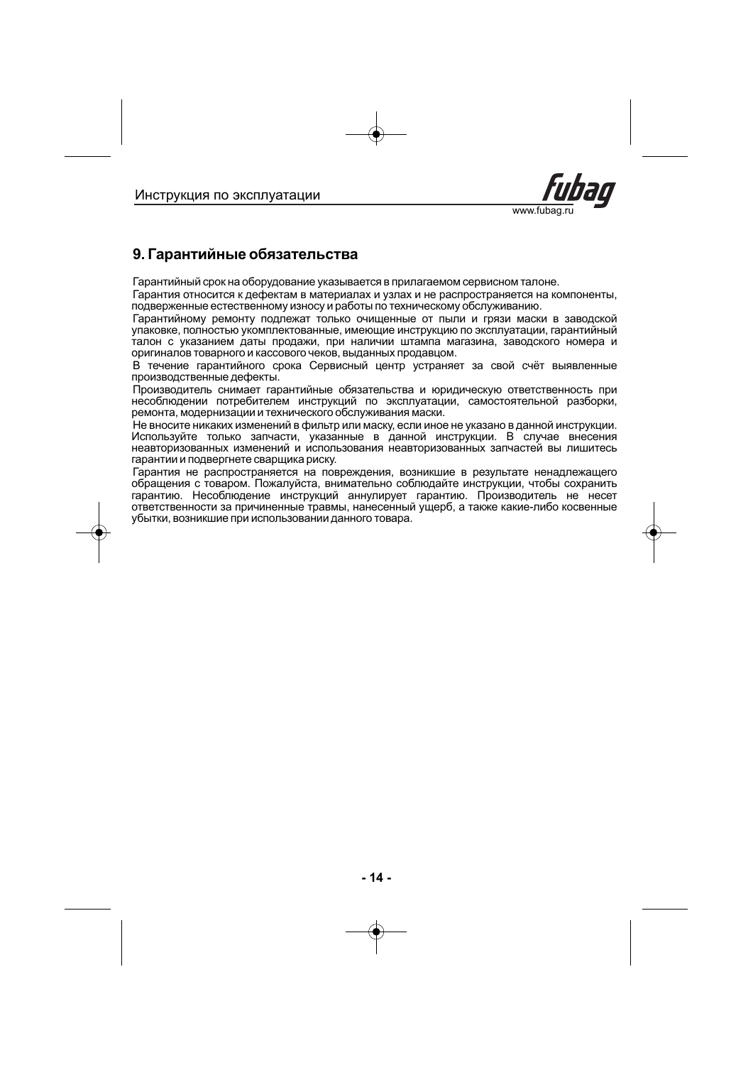## 9. Гарантийные обязательства

Гарантийный срок на оборудование указывается в прилагаемом сервисном талоне.

Гарантия относится к дефектам в материалах и узлах и не распространяется на компоненты, подверженные естественному износу и работы по техническому обслуживанию.

Гарантийному ремонту подлежат только очищенные от пыли и грязи маски в заводской упаковке, полностью укомплектованные, имеющие инструкцию по эксплуатации, гарантийный талон с указанием даты продажи, при наличии штампа магазина, заводского номера и оригиналов товарного и кассового чеков, выданных продавцом.

В течение гарантийного срока Сервисный центр устраняет за свой счёт выявленные производственные дефекты.

Производитель снимает гарантийные обязательства и юридическую ответственность при несоблюдении потребителем инструкций по эксплуатации, самостоятельной разборки, ремонта, модернизации и технического обслуживания маски.

Не вносите никаких изменений в фильтр или маску, если иное не указано в данной инструкции. Используйте только запчасти, указанные в данной инструкции. В случае внесения неавторизованных изменений и использования неавторизованных запчастей вы лишитесь гарантии и подвергнете сварщика риску.

Гарантия не распространяется на повреждения, возникшие в результате ненадлежащего обращения с товаром. Пожалуйста, внимательно соблюдайте инструкции, чтобы сохранить гарантию. Несоблюдение инструкций аннулирует гарантию. Производитель не несет ответственности за причиненные травмы, нанесенный ущерб, а также какие-либо косвенные убытки, возникшие при использовании данного товара.